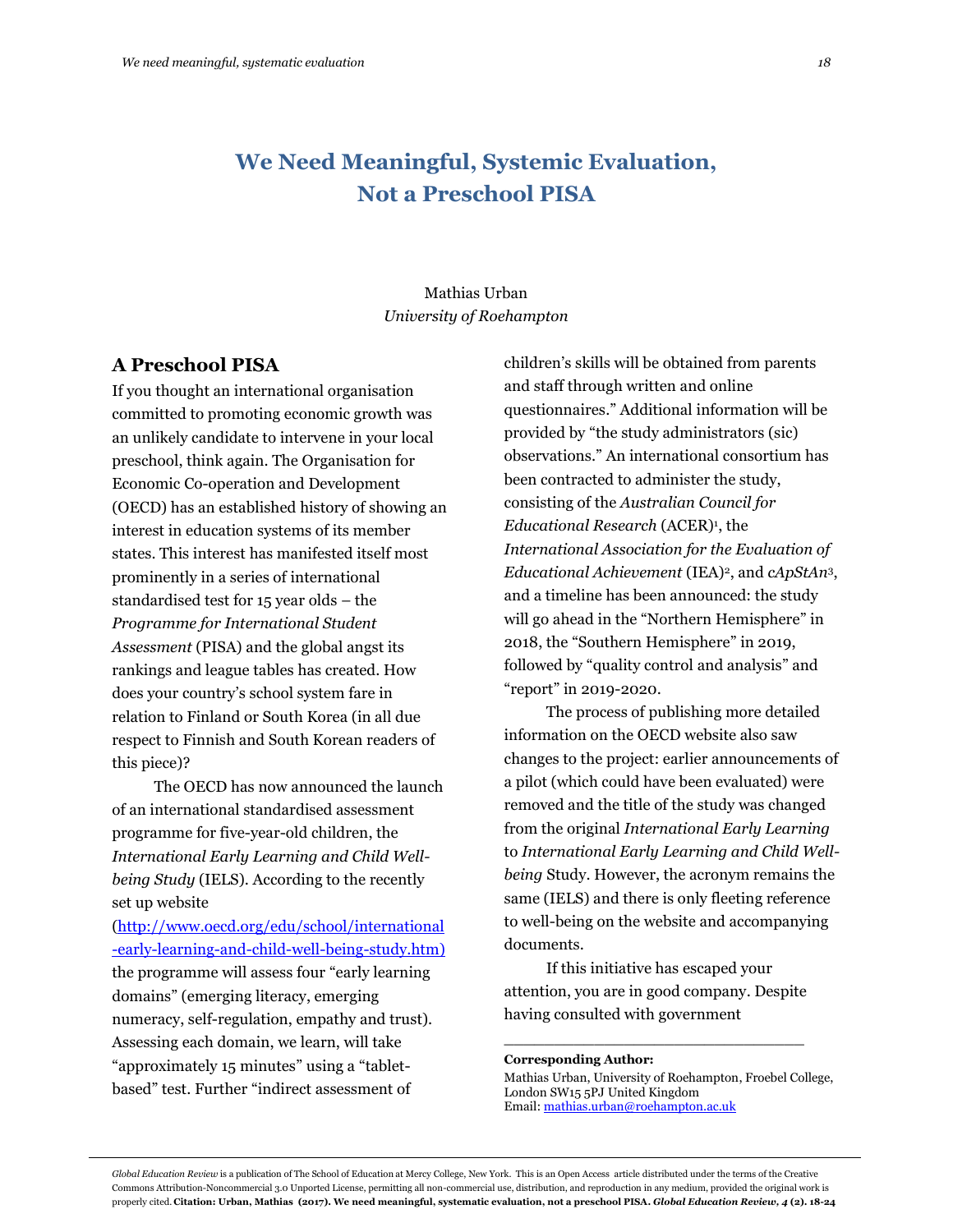# We Need Meaningful, Systemic Evaluation, Not a Preschool PISA

Mathias Urban
*University of Roehampton*

## A Preschool PISA

If you thought an international organisation committed to promoting economic growth was an unlikely candidate to intervene in your local preschool, think again. The Organisation for Economic Co-operation and Development (OECD) has an established history of showing an interest in education systems of its member states. This interest has manifested itself most prominently in a series of international standardised test for 15 year olds – the *Programme for International Student Assessment* (PISA) and the global angst its rankings and league tables has created. How does your country's school system fare in relation to Finland or South Korea (in all due respect to Finnish and South Korean readers of this piece)?

The OECD has now announced the launch of an international standardised assessment programme for five-year-old children, the *International Early Learning and Child Well-being Study* (IELS). According to the recently set up website (http://www.oecd.org/edu/school/international-early-learning-and-child-well-being-study.htm) the programme will assess four "early learning domains" (emerging literacy, emerging numeracy, self-regulation, empathy and trust). Assessing each domain, we learn, will take "approximately 15 minutes" using a "tablet-based" test. Further "indirect assessment of children's skills will be obtained from parents and staff through written and online questionnaires." Additional information will be provided by "the study administrators (sic) observations." An international consortium has been contracted to administer the study, consisting of the *Australian Council for Educational Research* (ACER)[1], the *International Association for the Evaluation of Educational Achievement* (IEA)[2], and *cApStAn*[3], and a timeline has been announced: the study will go ahead in the "Northern Hemisphere" in 2018, the "Southern Hemisphere" in 2019, followed by "quality control and analysis" and "report" in 2019-2020.

The process of publishing more detailed information on the OECD website also saw changes to the project: earlier announcements of a pilot (which could have been evaluated) were removed and the title of the study was changed from the original *International Early Learning* to *International Early Learning and Child Well-being* Study. However, the acronym remains the same (IELS) and there is only fleeting reference to well-being on the website and accompanying documents.

If this initiative has escaped your attention, you are in good company. Despite having consulted with government

---

**Corresponding Author:**
Mathias Urban, University of Roehampton, Froebel College, London SW15 5PJ United Kingdom
Email: mathias.urban@roehampton.ac.uk

*Global Education Review* is a publication of The School of Education at Mercy College, New York. This is an Open Access article distributed under the terms of the Creative Commons Attribution-Noncommercial 3.0 Unported License, permitting all non-commercial use, distribution, and reproduction in any medium, provided the original work is properly cited. **Citation: Urban, Mathias (2017). We need meaningful, systematic evaluation, not a preschool PISA. *Global Education Review, 4* (2). 18-24**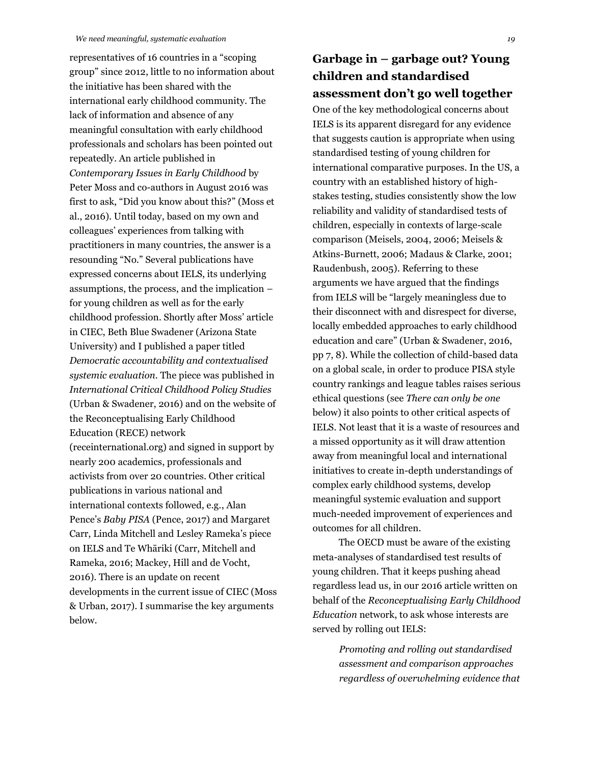representatives of 16 countries in a "scoping group" since 2012, little to no information about the initiative has been shared with the international early childhood community. The lack of information and absence of any meaningful consultation with early childhood professionals and scholars has been pointed out repeatedly. An article published in *Contemporary Issues in Early Childhood* by Peter Moss and co-authors in August 2016 was first to ask, "Did you know about this?" (Moss et al., 2016). Until today, based on my own and colleagues' experiences from talking with practitioners in many countries, the answer is a resounding "No." Several publications have expressed concerns about IELS, its underlying assumptions, the process, and the implication – for young children as well as for the early childhood profession. Shortly after Moss' article in CIEC, Beth Blue Swadener (Arizona State University) and I published a paper titled *Democratic accountability and contextualised systemic evaluation*. The piece was published in *International Critical Childhood Policy Studies* (Urban & Swadener, 2016) and on the website of the Reconceptualising Early Childhood Education (RECE) network (receinternational.org) and signed in support by nearly 200 academics, professionals and activists from over 20 countries. Other critical publications in various national and international contexts followed, e.g., Alan Pence's *Baby PISA* (Pence, 2017) and Margaret Carr, Linda Mitchell and Lesley Rameka's piece on IELS and Te Whāriki (Carr, Mitchell and Rameka, 2016; Mackey, Hill and de Vocht, 2016). There is an update on recent developments in the current issue of CIEC (Moss & Urban, 2017). I summarise the key arguments below.

## Garbage in – garbage out? Young children and standardised assessment don't go well together

One of the key methodological concerns about IELS is its apparent disregard for any evidence that suggests caution is appropriate when using standardised testing of young children for international comparative purposes. In the US, a country with an established history of high-stakes testing, studies consistently show the low reliability and validity of standardised tests of children, especially in contexts of large-scale comparison (Meisels, 2004, 2006; Meisels & Atkins-Burnett, 2006; Madaus & Clarke, 2001; Raudenbush, 2005). Referring to these arguments we have argued that the findings from IELS will be "largely meaningless due to their disconnect with and disrespect for diverse, locally embedded approaches to early childhood education and care" (Urban & Swadener, 2016, pp 7, 8). While the collection of child-based data on a global scale, in order to produce PISA style country rankings and league tables raises serious ethical questions (see *There can only be one* below) it also points to other critical aspects of IELS. Not least that it is a waste of resources and a missed opportunity as it will draw attention away from meaningful local and international initiatives to create in-depth understandings of complex early childhood systems, develop meaningful systemic evaluation and support much-needed improvement of experiences and outcomes for all children.

The OECD must be aware of the existing meta-analyses of standardised test results of young children. That it keeps pushing ahead regardless lead us, in our 2016 article written on behalf of the *Reconceptualising Early Childhood Education* network, to ask whose interests are served by rolling out IELS:

> *Promoting and rolling out standardised assessment and comparison approaches regardless of overwhelming evidence that*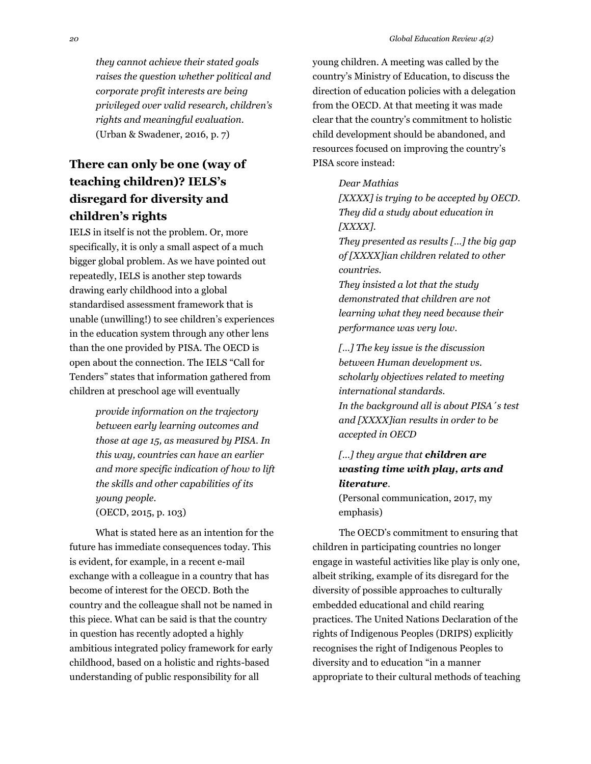*they cannot achieve their stated goals raises the question whether political and corporate profit interests are being privileged over valid research, children's rights and meaningful evaluation.*
(Urban & Swadener, 2016, p. 7)

## There can only be one (way of teaching children)? IELS's disregard for diversity and children's rights

IELS in itself is not the problem. Or, more specifically, it is only a small aspect of a much bigger global problem. As we have pointed out repeatedly, IELS is another step towards drawing early childhood into a global standardised assessment framework that is unable (unwilling!) to see children's experiences in the education system through any other lens than the one provided by PISA. The OECD is open about the connection. The IELS "Call for Tenders" states that information gathered from children at preschool age will eventually

> *provide information on the trajectory between early learning outcomes and those at age 15, as measured by PISA. In this way, countries can have an earlier and more specific indication of how to lift the skills and other capabilities of its young people.*
> (OECD, 2015, p. 103)

What is stated here as an intention for the future has immediate consequences today. This is evident, for example, in a recent e-mail exchange with a colleague in a country that has become of interest for the OECD. Both the country and the colleague shall not be named in this piece. What can be said is that the country in question has recently adopted a highly ambitious integrated policy framework for early childhood, based on a holistic and rights-based understanding of public responsibility for all young children. A meeting was called by the country's Ministry of Education, to discuss the direction of education policies with a delegation from the OECD. At that meeting it was made clear that the country's commitment to holistic child development should be abandoned, and resources focused on improving the country's PISA score instead:

> *Dear Mathias*
> *[XXXX] is trying to be accepted by OECD. They did a study about education in [XXXX].*
> *They presented as results [...] the big gap of [XXXX]ian children related to other countries.*
> *They insisted a lot that the study demonstrated that children are not learning what they need because their performance was very low.*
>
> *[...] The key issue is the discussion between Human development vs. scholarly objectives related to meeting international standards.*
> *In the background all is about PISA´s test and [XXXX]ian results in order to be accepted in OECD*
>
> *[...] they argue that **children are wasting time with play, arts and literature**.*
> (Personal communication, 2017, my emphasis)

The OECD's commitment to ensuring that children in participating countries no longer engage in wasteful activities like play is only one, albeit striking, example of its disregard for the diversity of possible approaches to culturally embedded educational and child rearing practices. The United Nations Declaration of the rights of Indigenous Peoples (DRIPS) explicitly recognises the right of Indigenous Peoples to diversity and to education "in a manner appropriate to their cultural methods of teaching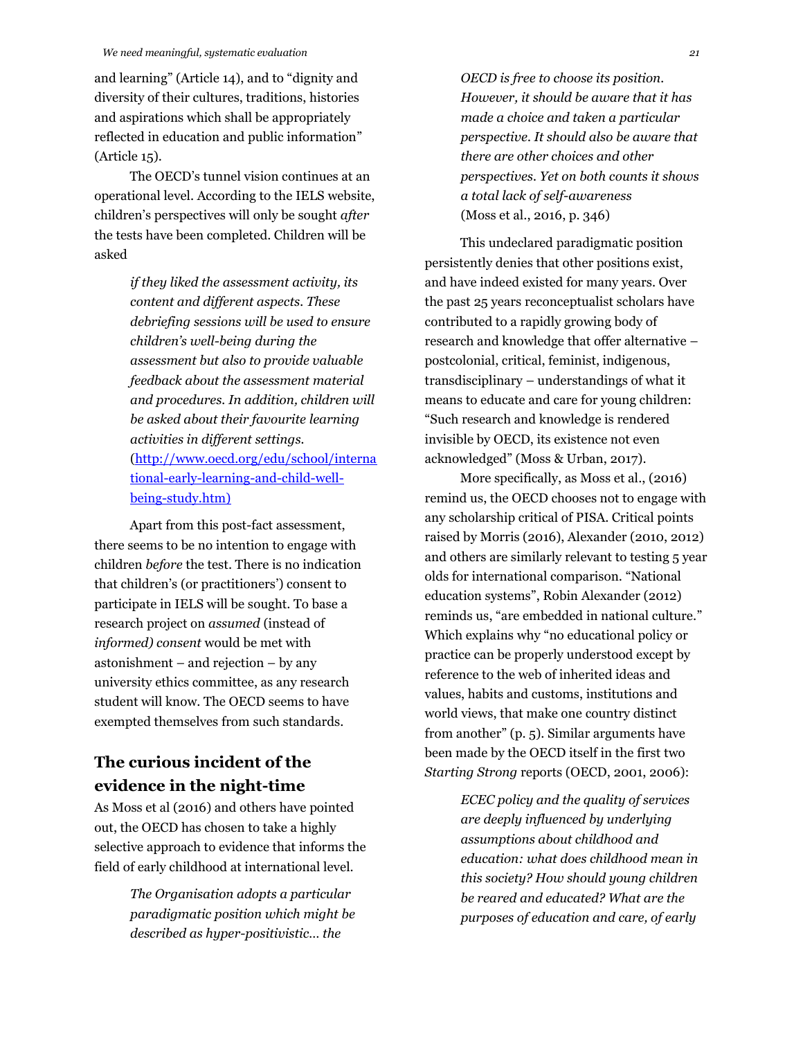and learning" (Article 14), and to "dignity and diversity of their cultures, traditions, histories and aspirations which shall be appropriately reflected in education and public information" (Article 15).

The OECD's tunnel vision continues at an operational level. According to the IELS website, children's perspectives will only be sought *after* the tests have been completed. Children will be asked

> *if they liked the assessment activity, its content and different aspects. These debriefing sessions will be used to ensure children's well-being during the assessment but also to provide valuable feedback about the assessment material and procedures. In addition, children will be asked about their favourite learning activities in different settings.* (http://www.oecd.org/edu/school/international-early-learning-and-child-well-being-study.htm)

Apart from this post-fact assessment, there seems to be no intention to engage with children *before* the test. There is no indication that children's (or practitioners') consent to participate in IELS will be sought. To base a research project on *assumed* (instead of *informed) consent* would be met with astonishment – and rejection – by any university ethics committee, as any research student will know. The OECD seems to have exempted themselves from such standards.

## The curious incident of the evidence in the night-time

As Moss et al (2016) and others have pointed out, the OECD has chosen to take a highly selective approach to evidence that informs the field of early childhood at international level.

> *The Organisation adopts a particular paradigmatic position which might be described as hyper-positivistic… the OECD is free to choose its position. However, it should be aware that it has made a choice and taken a particular perspective. It should also be aware that there are other choices and other perspectives. Yet on both counts it shows a total lack of self-awareness* (Moss et al., 2016, p. 346)

This undeclared paradigmatic position persistently denies that other positions exist, and have indeed existed for many years. Over the past 25 years reconceptualist scholars have contributed to a rapidly growing body of research and knowledge that offer alternative – postcolonial, critical, feminist, indigenous, transdisciplinary – understandings of what it means to educate and care for young children: "Such research and knowledge is rendered invisible by OECD, its existence not even acknowledged" (Moss & Urban, 2017).

More specifically, as Moss et al., (2016) remind us, the OECD chooses not to engage with any scholarship critical of PISA. Critical points raised by Morris (2016), Alexander (2010, 2012) and others are similarly relevant to testing 5 year olds for international comparison. "National education systems", Robin Alexander (2012) reminds us, "are embedded in national culture." Which explains why "no educational policy or practice can be properly understood except by reference to the web of inherited ideas and values, habits and customs, institutions and world views, that make one country distinct from another" (p. 5). Similar arguments have been made by the OECD itself in the first two *Starting Strong* reports (OECD, 2001, 2006):

> *ECEC policy and the quality of services are deeply influenced by underlying assumptions about childhood and education: what does childhood mean in this society? How should young children be reared and educated? What are the purposes of education and care, of early*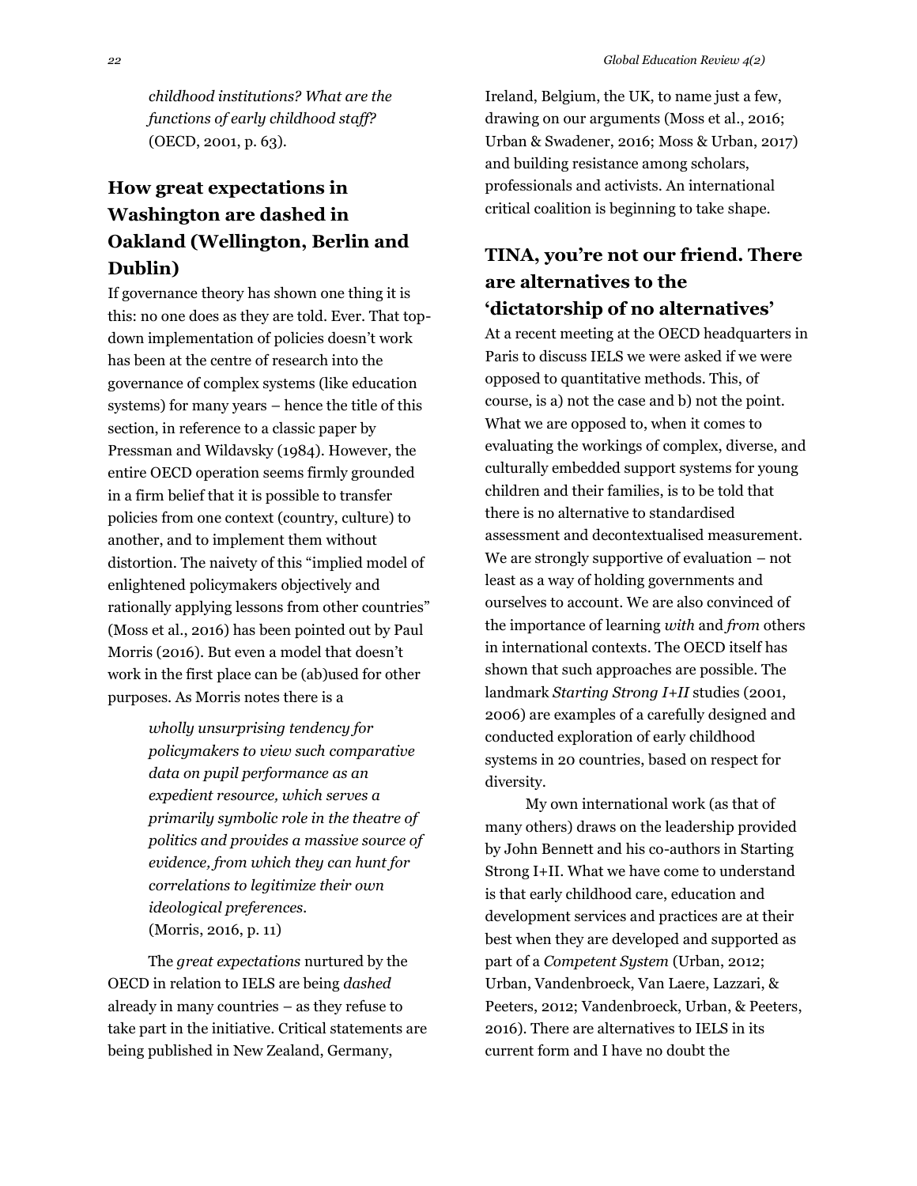> *childhood institutions? What are the functions of early childhood staff?* (OECD, 2001, p. 63).

## How great expectations in Washington are dashed in Oakland (Wellington, Berlin and Dublin)

If governance theory has shown one thing it is this: no one does as they are told. Ever. That top-down implementation of policies doesn't work has been at the centre of research into the governance of complex systems (like education systems) for many years – hence the title of this section, in reference to a classic paper by Pressman and Wildavsky (1984). However, the entire OECD operation seems firmly grounded in a firm belief that it is possible to transfer policies from one context (country, culture) to another, and to implement them without distortion. The naivety of this "implied model of enlightened policymakers objectively and rationally applying lessons from other countries" (Moss et al., 2016) has been pointed out by Paul Morris (2016). But even a model that doesn't work in the first place can be (ab)used for other purposes. As Morris notes there is a

> *wholly unsurprising tendency for policymakers to view such comparative data on pupil performance as an expedient resource, which serves a primarily symbolic role in the theatre of politics and provides a massive source of evidence, from which they can hunt for correlations to legitimize their own ideological preferences.* (Morris, 2016, p. 11)

The *great expectations* nurtured by the OECD in relation to IELS are being *dashed* already in many countries – as they refuse to take part in the initiative. Critical statements are being published in New Zealand, Germany, Ireland, Belgium, the UK, to name just a few, drawing on our arguments (Moss et al., 2016; Urban & Swadener, 2016; Moss & Urban, 2017) and building resistance among scholars, professionals and activists. An international critical coalition is beginning to take shape.

## TINA, you're not our friend. There are alternatives to the 'dictatorship of no alternatives'

At a recent meeting at the OECD headquarters in Paris to discuss IELS we were asked if we were opposed to quantitative methods. This, of course, is a) not the case and b) not the point. What we are opposed to, when it comes to evaluating the workings of complex, diverse, and culturally embedded support systems for young children and their families, is to be told that there is no alternative to standardised assessment and decontextualised measurement. We are strongly supportive of evaluation – not least as a way of holding governments and ourselves to account. We are also convinced of the importance of learning *with* and *from* others in international contexts. The OECD itself has shown that such approaches are possible. The landmark *Starting Strong I+II* studies (2001, 2006) are examples of a carefully designed and conducted exploration of early childhood systems in 20 countries, based on respect for diversity.

My own international work (as that of many others) draws on the leadership provided by John Bennett and his co-authors in Starting Strong I+II. What we have come to understand is that early childhood care, education and development services and practices are at their best when they are developed and supported as part of a *Competent System* (Urban, 2012; Urban, Vandenbroeck, Van Laere, Lazzari, & Peeters, 2012; Vandenbroeck, Urban, & Peeters, 2016). There are alternatives to IELS in its current form and I have no doubt the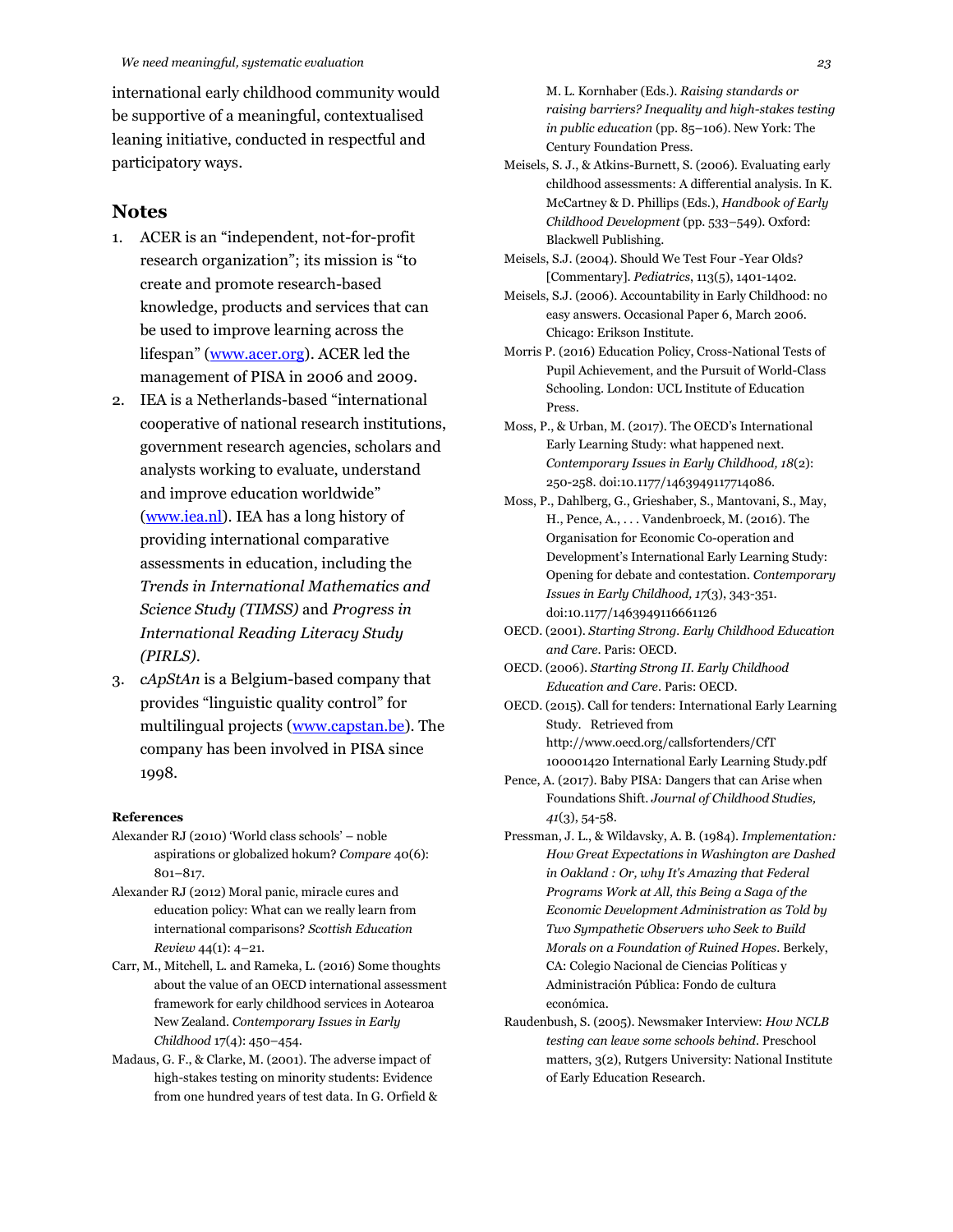international early childhood community would be supportive of a meaningful, contextualised leaning initiative, conducted in respectful and participatory ways.

## Notes

1. ACER is an "independent, not-for-profit research organization"; its mission is "to create and promote research-based knowledge, products and services that can be used to improve learning across the lifespan" (www.acer.org). ACER led the management of PISA in 2006 and 2009.
2. IEA is a Netherlands-based "international cooperative of national research institutions, government research agencies, scholars and analysts working to evaluate, understand and improve education worldwide" (www.iea.nl). IEA has a long history of providing international comparative assessments in education, including the *Trends in International Mathematics and Science Study (TIMSS)* and *Progress in International Reading Literacy Study (PIRLS)*.
3. c*ApStAn* is a Belgium-based company that provides "linguistic quality control" for multilingual projects (www.capstan.be). The company has been involved in PISA since 1998.

### References

Alexander RJ (2010) 'World class schools' – noble aspirations or globalized hokum? *Compare* 40(6): 801–817.

Alexander RJ (2012) Moral panic, miracle cures and education policy: What can we really learn from international comparisons? *Scottish Education Review* 44(1): 4–21.

Carr, M., Mitchell, L. and Rameka, L. (2016) Some thoughts about the value of an OECD international assessment framework for early childhood services in Aotearoa New Zealand. *Contemporary Issues in Early Childhood* 17(4): 450–454.

Madaus, G. F., & Clarke, M. (2001). The adverse impact of high-stakes testing on minority students: Evidence from one hundred years of test data. In G. Orfield & M. L. Kornhaber (Eds.). *Raising standards or raising barriers? Inequality and high-stakes testing in public education* (pp. 85–106). New York: The Century Foundation Press.

Meisels, S. J., & Atkins-Burnett, S. (2006). Evaluating early childhood assessments: A differential analysis. In K. McCartney & D. Phillips (Eds.), *Handbook of Early Childhood Development* (pp. 533–549). Oxford: Blackwell Publishing.

Meisels, S.J. (2004). Should We Test Four -Year Olds? [Commentary]. *Pediatrics*, 113(5), 1401-1402.

Meisels, S.J. (2006). Accountability in Early Childhood: no easy answers. Occasional Paper 6, March 2006. Chicago: Erikson Institute.

Morris P. (2016) Education Policy, Cross-National Tests of Pupil Achievement, and the Pursuit of World-Class Schooling. London: UCL Institute of Education Press.

Moss, P., & Urban, M. (2017). The OECD's International Early Learning Study: what happened next. *Contemporary Issues in Early Childhood, 18*(2): 250-258. doi:10.1177/1463949117714086.

Moss, P., Dahlberg, G., Grieshaber, S., Mantovani, S., May, H., Pence, A., . . . Vandenbroeck, M. (2016). The Organisation for Economic Co-operation and Development's International Early Learning Study: Opening for debate and contestation. *Contemporary Issues in Early Childhood, 17*(3), 343-351. doi:10.1177/1463949116661126

OECD. (2001). *Starting Strong. Early Childhood Education and Care*. Paris: OECD.

OECD. (2006). *Starting Strong II. Early Childhood Education and Care*. Paris: OECD.

OECD. (2015). Call for tenders: International Early Learning Study. Retrieved from http://www.oecd.org/callsfortenders/CfT 100001420 International Early Learning Study.pdf

Pence, A. (2017). Baby PISA: Dangers that can Arise when Foundations Shift. *Journal of Childhood Studies, 41*(3), 54-58.

Pressman, J. L., & Wildavsky, A. B. (1984). *Implementation: How Great Expectations in Washington are Dashed in Oakland : Or, why It's Amazing that Federal Programs Work at All, this Being a Saga of the Economic Development Administration as Told by Two Sympathetic Observers who Seek to Build Morals on a Foundation of Ruined Hopes*. Berkely, CA: Colegio Nacional de Ciencias Políticas y Administración Pública: Fondo de cultura económica.

Raudenbush, S. (2005). Newsmaker Interview: *How NCLB testing can leave some schools behind*. Preschool matters, 3(2), Rutgers University: National Institute of Early Education Research.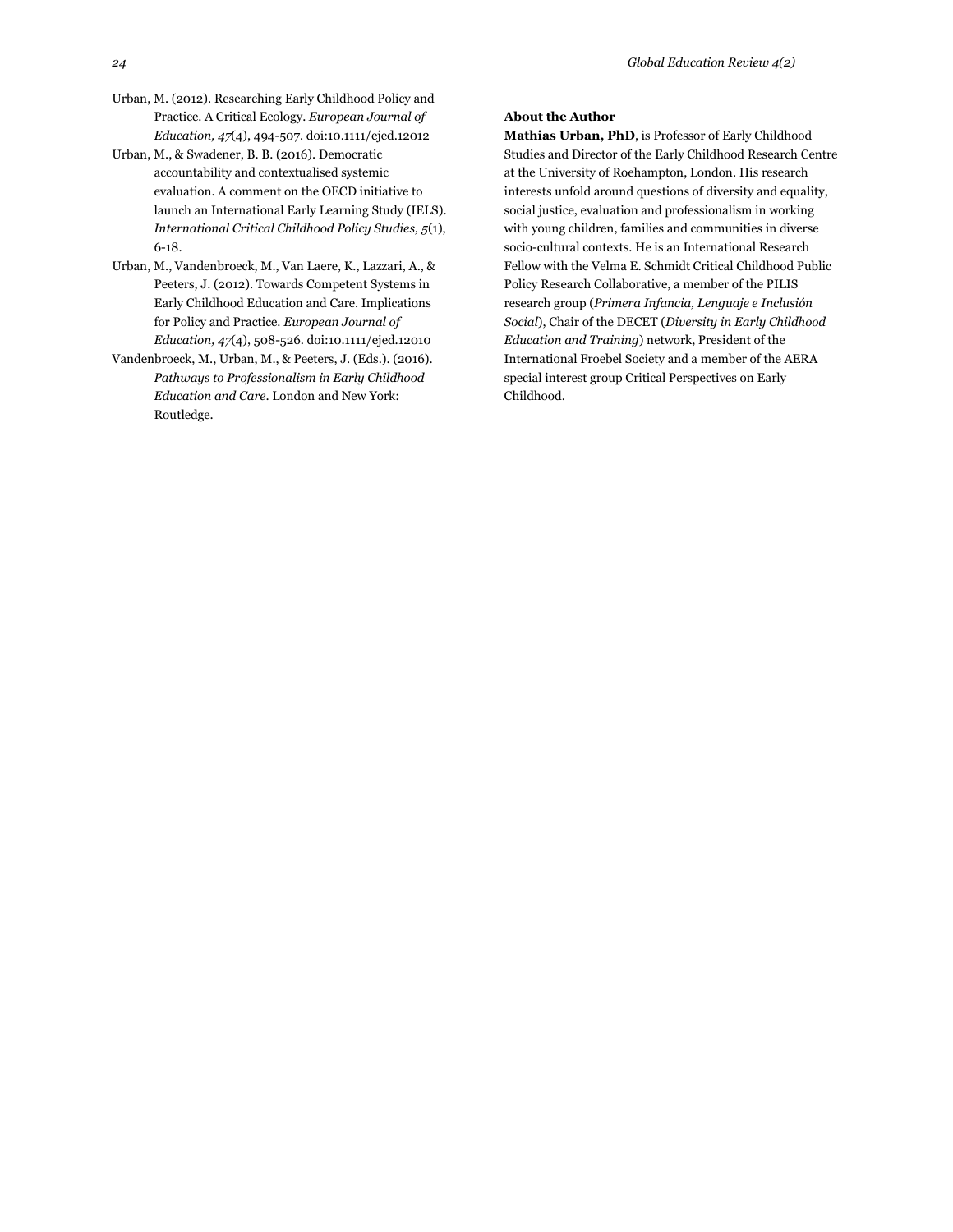Urban, M. (2012). Researching Early Childhood Policy and Practice. A Critical Ecology. *European Journal of Education, 47*(4), 494-507. doi:10.1111/ejed.12012

Urban, M., & Swadener, B. B. (2016). Democratic accountability and contextualised systemic evaluation. A comment on the OECD initiative to launch an International Early Learning Study (IELS). *International Critical Childhood Policy Studies, 5*(1), 6-18.

Urban, M., Vandenbroeck, M., Van Laere, K., Lazzari, A., & Peeters, J. (2012). Towards Competent Systems in Early Childhood Education and Care. Implications for Policy and Practice. *European Journal of Education, 47*(4), 508-526. doi:10.1111/ejed.12010

Vandenbroeck, M., Urban, M., & Peeters, J. (Eds.). (2016). *Pathways to Professionalism in Early Childhood Education and Care*. London and New York: Routledge.

**About the Author**

**Mathias Urban, PhD**, is Professor of Early Childhood Studies and Director of the Early Childhood Research Centre at the University of Roehampton, London. His research interests unfold around questions of diversity and equality, social justice, evaluation and professionalism in working with young children, families and communities in diverse socio-cultural contexts. He is an International Research Fellow with the Velma E. Schmidt Critical Childhood Public Policy Research Collaborative, a member of the PILIS research group (*Primera Infancia, Lenguaje e Inclusión Social*), Chair of the DECET (*Diversity in Early Childhood Education and Training*) network, President of the International Froebel Society and a member of the AERA special interest group Critical Perspectives on Early Childhood.